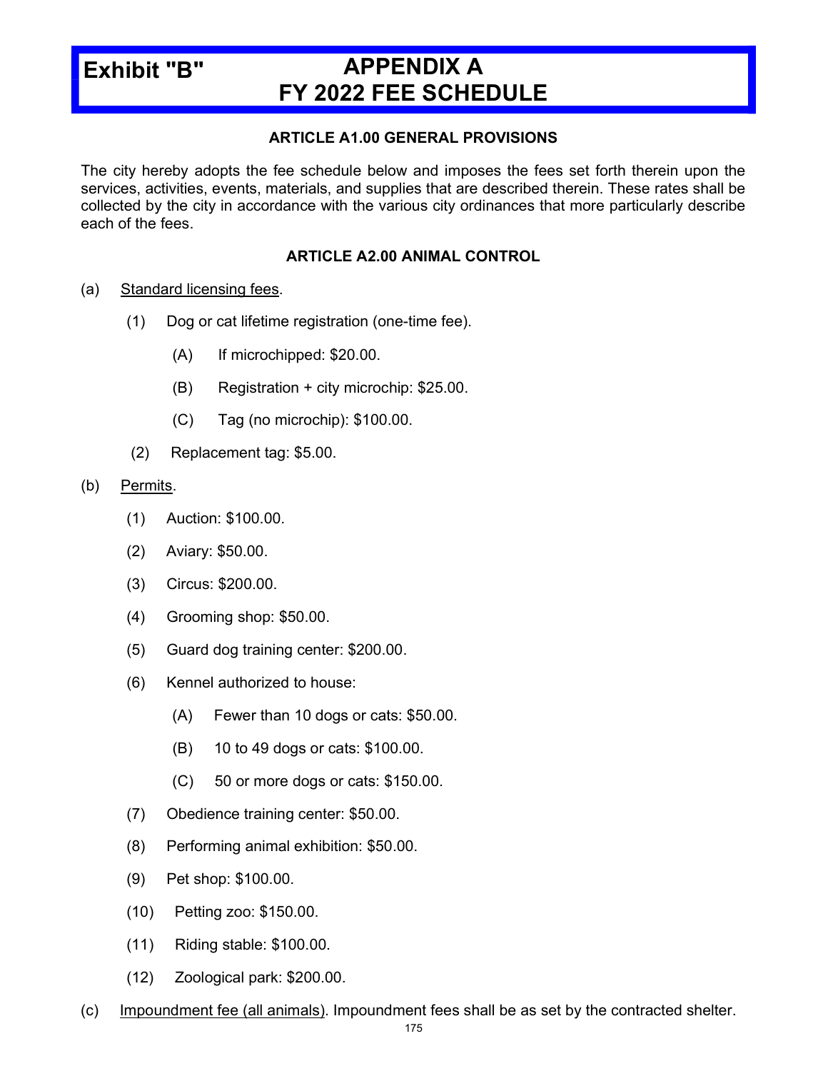# Exhibit "B" APPENDIX A FY 2022 FEE SCHEDULE

## ARTICLE A1.00 GENERAL PROVISIONS

The city hereby adopts the fee schedule below and imposes the fees set forth therein upon the services, activities, events, materials, and supplies that are described therein. These rates shall be collected by the city in accordance with the various city ordinances that more particularly describe each of the fees.

## ARTICLE A2.00 ANIMAL CONTROL

(a) Standard licensing fees.

- (1) Dog or cat lifetime registration (one-time fee).
  - (A) If microchipped: $20.00.
  - (B) Registration + city microchip: $25.00.
  - (C) Tag (no microchip): $100.00.
- (2) Replacement tag: $5.00.

(b) Permits.

- (1) Auction: $100.00.
- (2) Aviary: $50.00.
- (3) Circus: $200.00.
- (4) Grooming shop: $50.00.
- (5) Guard dog training center: $200.00.
- (6) Kennel authorized to house:
  - (A) Fewer than 10 dogs or cats: $50.00.
  - (B) 10 to 49 dogs or cats: $100.00.
  - (C) 50 or more dogs or cats: $150.00.
- (7) Obedience training center: $50.00.
- (8) Performing animal exhibition: $50.00.
- (9) Pet shop: $100.00.
- (10) Petting zoo: $150.00.
- (11) Riding stable: $100.00.
- (12) Zoological park: $200.00.

(c) Impoundment fee (all animals). Impoundment fees shall be as set by the contracted shelter.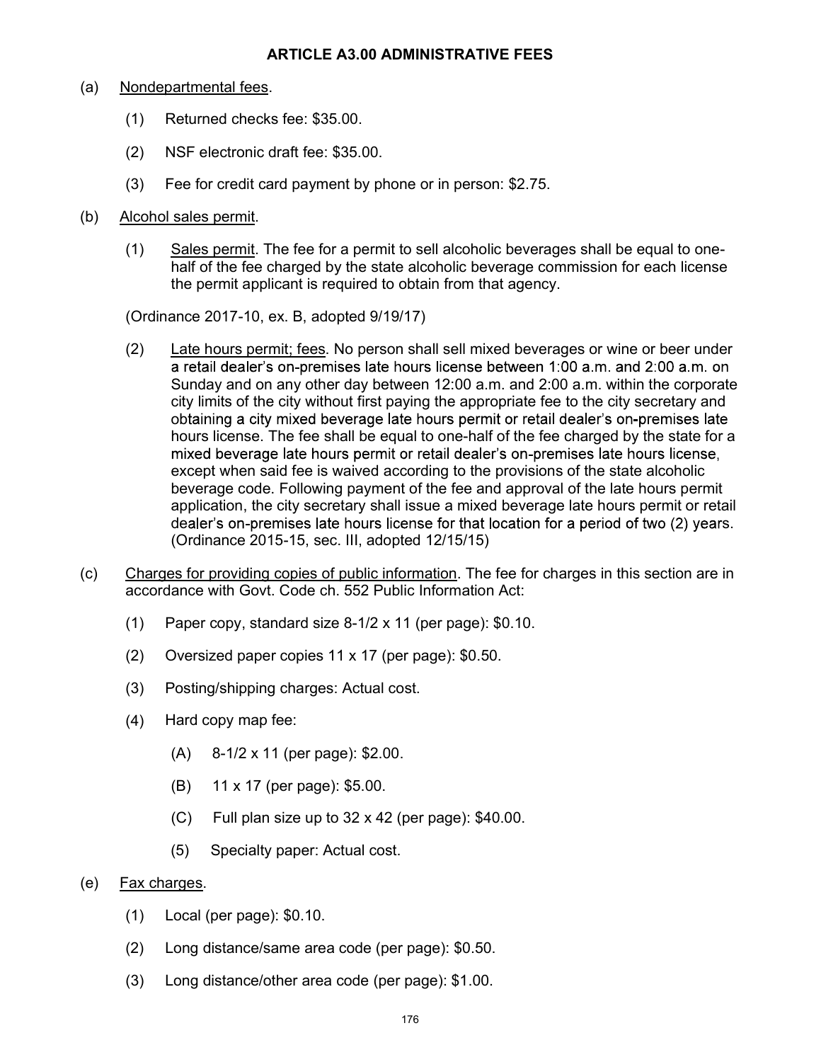# ARTICLE A3.00 ADMINISTRATIVE FEES

(a) Nondepartmental fees.

(1) Returned checks fee: $35.00.

(2) NSF electronic draft fee: $35.00.

(3) Fee for credit card payment by phone or in person: $2.75.

(b) Alcohol sales permit.

(1) Sales permit. The fee for a permit to sell alcoholic beverages shall be equal to one-half of the fee charged by the state alcoholic beverage commission for each license the permit applicant is required to obtain from that agency.

(Ordinance 2017-10, ex. B, adopted 9/19/17)

(2) Late hours permit; fees. No person shall sell mixed beverages or wine or beer under a retail dealer's on-premises late hours license between 1:00 a.m. and 2:00 a.m. on Sunday and on any other day between 12:00 a.m. and 2:00 a.m. within the corporate city limits of the city without first paying the appropriate fee to the city secretary and obtaining a city mixed beverage late hours permit or retail dealer's on-premises late hours license. The fee shall be equal to one-half of the fee charged by the state for a mixed beverage late hours permit or retail dealer's on-premises late hours license, except when said fee is waived according to the provisions of the state alcoholic beverage code. Following payment of the fee and approval of the late hours permit application, the city secretary shall issue a mixed beverage late hours permit or retail dealer's on-premises late hours license for that location for a period of two (2) years. (Ordinance 2015-15, sec. III, adopted 12/15/15)

(c) Charges for providing copies of public information. The fee for charges in this section are in accordance with Govt. Code ch. 552 Public Information Act:

(1) Paper copy, standard size 8-1/2 x 11 (per page): $0.10.

(2) Oversized paper copies 11 x 17 (per page): $0.50.

(3) Posting/shipping charges: Actual cost.

(4) Hard copy map fee:

(A) 8-1/2 x 11 (per page): $2.00.

(B) 11 x 17 (per page): $5.00.

(C) Full plan size up to 32 x 42 (per page): $40.00.

(5) Specialty paper: Actual cost.

(e) Fax charges.

(1) Local (per page): $0.10.

(2) Long distance/same area code (per page): $0.50.

(3) Long distance/other area code (per page): $1.00.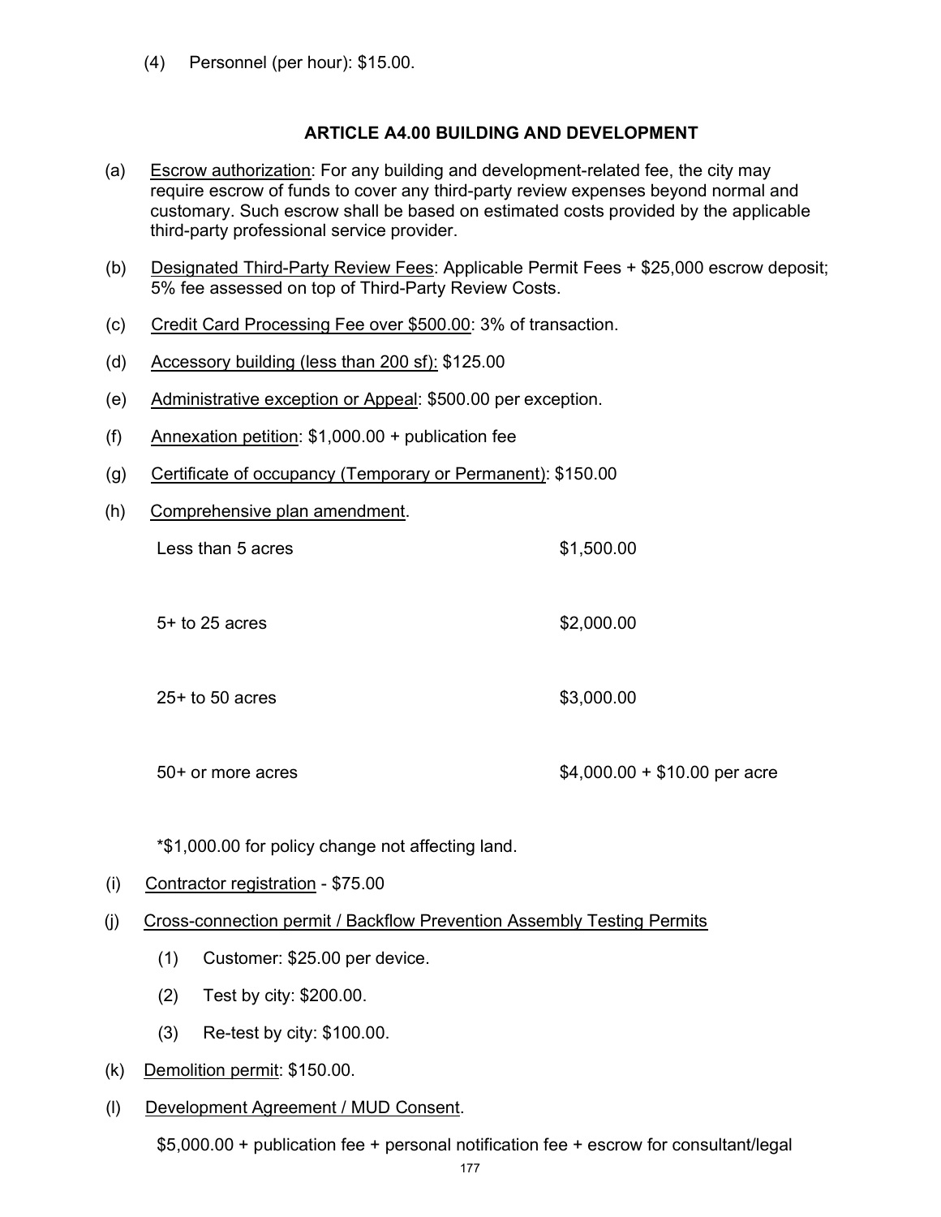(4) Personnel (per hour): $15.00.

## ARTICLE A4.00 BUILDING AND DEVELOPMENT

(a) Escrow authorization: For any building and development-related fee, the city may require escrow of funds to cover any third-party review expenses beyond normal and customary. Such escrow shall be based on estimated costs provided by the applicable third-party professional service provider.

(b) Designated Third-Party Review Fees: Applicable Permit Fees + $25,000 escrow deposit; 5% fee assessed on top of Third-Party Review Costs.

(c) Credit Card Processing Fee over $500.00: 3% of transaction.

(d) Accessory building (less than 200 sf): $125.00

(e) Administrative exception or Appeal: $500.00 per exception.

(f) Annexation petition: $1,000.00 + publication fee

(g) Certificate of occupancy (Temporary or Permanent): $150.00

(h) Comprehensive plan amendment.

| | |
|---|---|
| Less than 5 acres | $1,500.00 |
| 5+ to 25 acres | $2,000.00 |
| 25+ to 50 acres | $3,000.00 |
| 50+ or more acres | $4,000.00 + $10.00 per acre |

*$1,000.00 for policy change not affecting land.

(i) Contractor registration - $75.00

(j) Cross-connection permit / Backflow Prevention Assembly Testing Permits

(1) Customer: $25.00 per device.

(2) Test by city: $200.00.

(3) Re-test by city: $100.00.

(k) Demolition permit: $150.00.

(l) Development Agreement / MUD Consent.

$5,000.00 + publication fee + personal notification fee + escrow for consultant/legal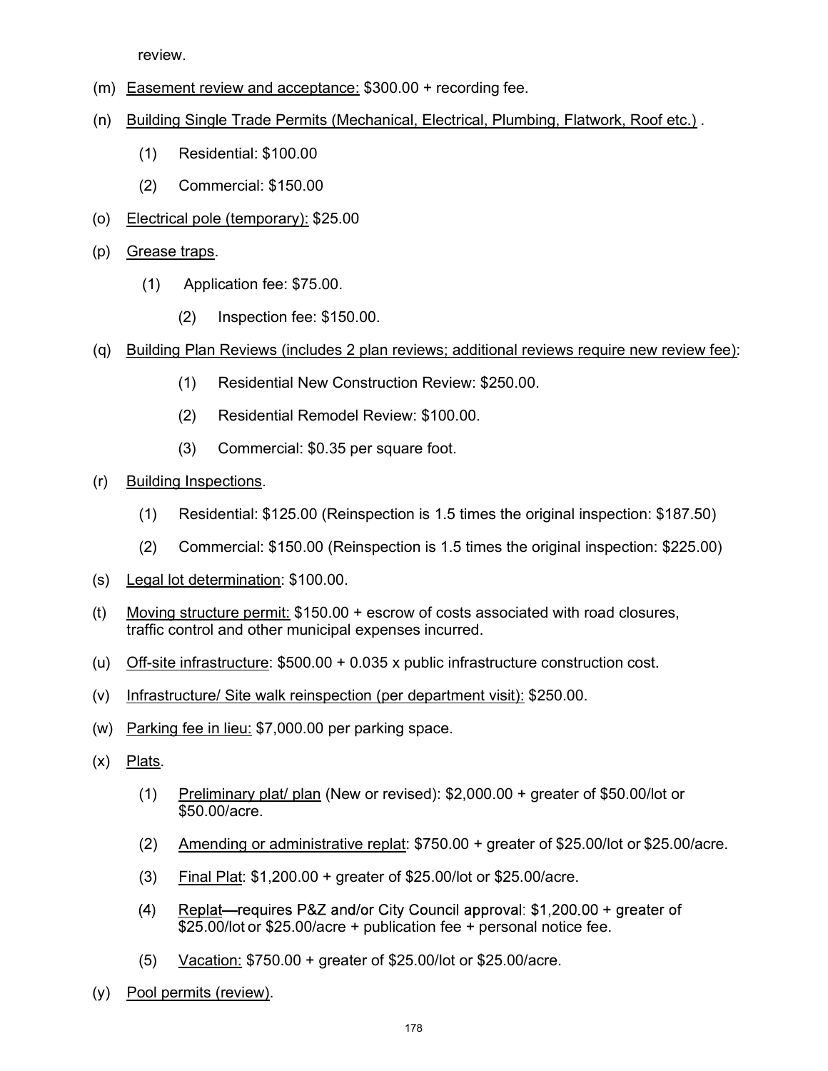review.

(m) Easement review and acceptance: $300.00 + recording fee.

(n) Building Single Trade Permits (Mechanical, Electrical, Plumbing, Flatwork, Roof etc.) .

  (1) Residential: $100.00

  (2) Commercial: $150.00

(o) Electrical pole (temporary): $25.00

(p) Grease traps.

  (1) Application fee: $75.00.

  (2) Inspection fee: $150.00.

(q) Building Plan Reviews (includes 2 plan reviews; additional reviews require new review fee):

  (1) Residential New Construction Review: $250.00.

  (2) Residential Remodel Review: $100.00.

  (3) Commercial: $0.35 per square foot.

(r) Building Inspections.

  (1) Residential: $125.00 (Reinspection is 1.5 times the original inspection: $187.50)

  (2) Commercial: $150.00 (Reinspection is 1.5 times the original inspection: $225.00)

(s) Legal lot determination: $100.00.

(t) Moving structure permit: $150.00 + escrow of costs associated with road closures, traffic control and other municipal expenses incurred.

(u) Off-site infrastructure: $500.00 + 0.035 x public infrastructure construction cost.

(v) Infrastructure/ Site walk reinspection (per department visit): $250.00.

(w) Parking fee in lieu: $7,000.00 per parking space.

(x) Plats.

  (1) Preliminary plat/ plan (New or revised): $2,000.00 + greater of $50.00/lot or $50.00/acre.

  (2) Amending or administrative replat: $750.00 + greater of $25.00/lot or $25.00/acre.

  (3) Final Plat: $1,200.00 + greater of $25.00/lot or $25.00/acre.

  (4) Replat—requires P&Z and/or City Council approval: $1,200.00 + greater of $25.00/lot or $25.00/acre + publication fee + personal notice fee.

  (5) Vacation: $750.00 + greater of $25.00/lot or $25.00/acre.

(y) Pool permits (review).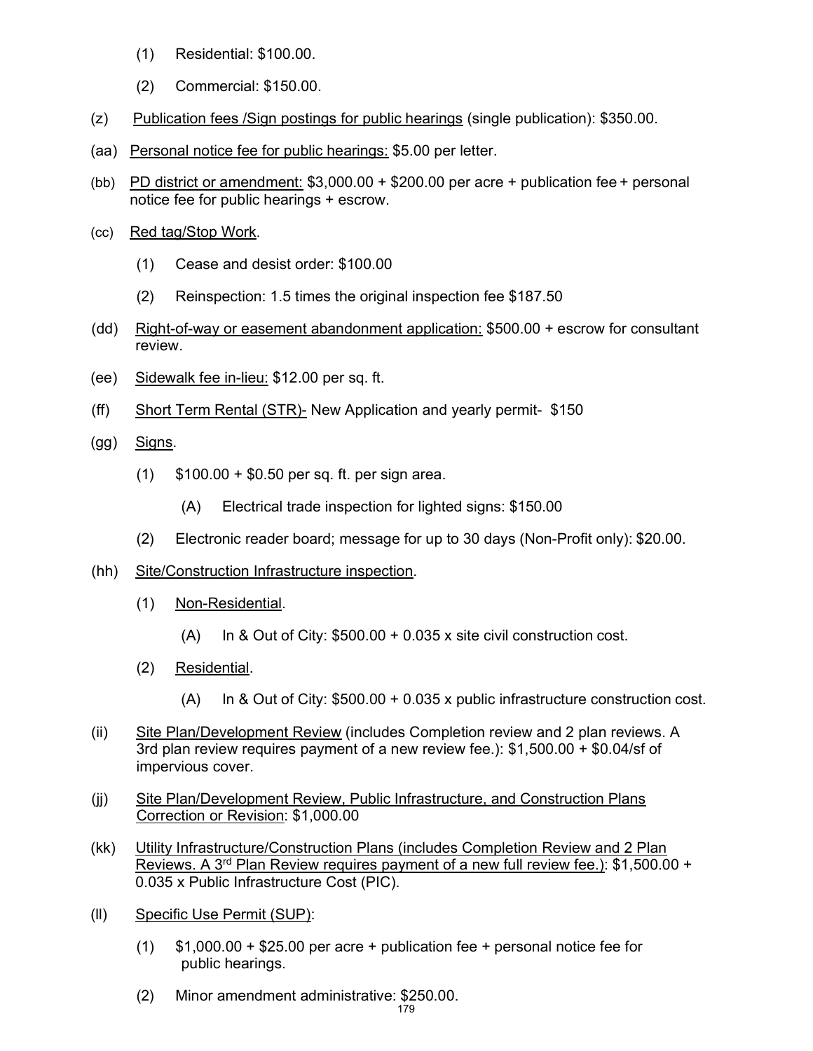(1) Residential: $100.00.

(2) Commercial: $150.00.

(z) Publication fees /Sign postings for public hearings (single publication): $350.00.

(aa) Personal notice fee for public hearings: $5.00 per letter.

(bb) PD district or amendment: $3,000.00 + $200.00 per acre + publication fee + personal notice fee for public hearings + escrow.

(cc) Red tag/Stop Work.

(1) Cease and desist order: $100.00

(2) Reinspection: 1.5 times the original inspection fee $187.50

(dd) Right-of-way or easement abandonment application: $500.00 + escrow for consultant review.

(ee) Sidewalk fee in-lieu: $12.00 per sq. ft.

(ff) Short Term Rental (STR)- New Application and yearly permit- $150

(gg) Signs.

(1) $100.00 + $0.50 per sq. ft. per sign area.

(A) Electrical trade inspection for lighted signs: $150.00

(2) Electronic reader board; message for up to 30 days (Non-Profit only): $20.00.

(hh) Site/Construction Infrastructure inspection.

(1) Non-Residential.

(A) In & Out of City: $500.00 + 0.035 x site civil construction cost.

(2) Residential.

(A) In & Out of City: $500.00 + 0.035 x public infrastructure construction cost.

(ii) Site Plan/Development Review (includes Completion review and 2 plan reviews. A 3rd plan review requires payment of a new review fee.): $1,500.00 + $0.04/sf of impervious cover.

(jj) Site Plan/Development Review, Public Infrastructure, and Construction Plans Correction or Revision: $1,000.00

(kk) Utility Infrastructure/Construction Plans (includes Completion Review and 2 Plan Reviews. A 3rd Plan Review requires payment of a new full review fee.): $1,500.00 + 0.035 x Public Infrastructure Cost (PIC).

(ll) Specific Use Permit (SUP):

(1) $1,000.00 + $25.00 per acre + publication fee + personal notice fee for public hearings.

(2) Minor amendment administrative: $250.00.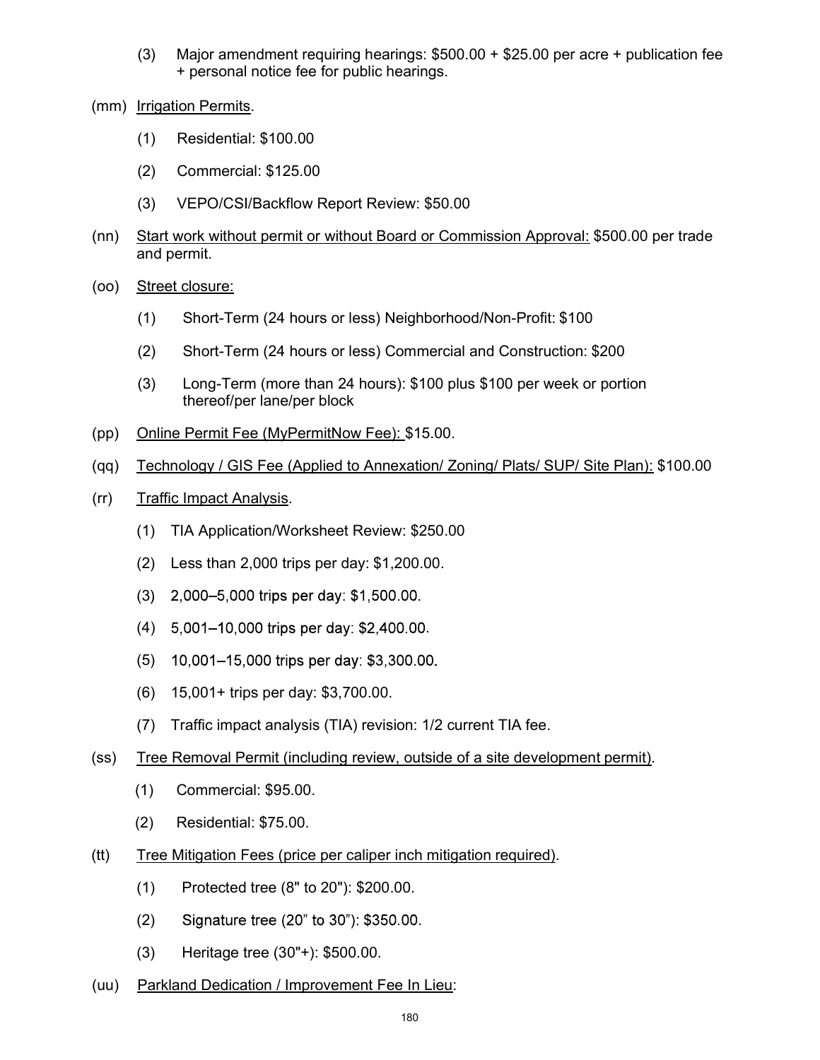(3) Major amendment requiring hearings: $500.00 + $25.00 per acre + publication fee + personal notice fee for public hearings.

(mm) Irrigation Permits.

(1) Residential: $100.00

(2) Commercial: $125.00

(3) VEPO/CSI/Backflow Report Review: $50.00

(nn) Start work without permit or without Board or Commission Approval: $500.00 per trade and permit.

(oo) Street closure:

(1) Short-Term (24 hours or less) Neighborhood/Non-Profit: $100

(2) Short-Term (24 hours or less) Commercial and Construction: $200

(3) Long-Term (more than 24 hours): $100 plus $100 per week or portion thereof/per lane/per block

(pp) Online Permit Fee (MyPermitNow Fee): $15.00.

(qq) Technology / GIS Fee (Applied to Annexation/ Zoning/ Plats/ SUP/ Site Plan): $100.00

(rr) Traffic Impact Analysis.

(1) TIA Application/Worksheet Review: $250.00

(2) Less than 2,000 trips per day: $1,200.00.

(3) 2,000–5,000 trips per day: $1,500.00.

(4) 5,001–10,000 trips per day: $2,400.00.

(5) 10,001–15,000 trips per day: $3,300.00.

(6) 15,001+ trips per day: $3,700.00.

(7) Traffic impact analysis (TIA) revision: 1/2 current TIA fee.

(ss) Tree Removal Permit (including review, outside of a site development permit).

(1) Commercial: $95.00.

(2) Residential: $75.00.

(tt) Tree Mitigation Fees (price per caliper inch mitigation required).

(1) Protected tree (8" to 20"): $200.00.

(2) Signature tree (20" to 30"): $350.00.

(3) Heritage tree (30"+): $500.00.

(uu) Parkland Dedication / Improvement Fee In Lieu: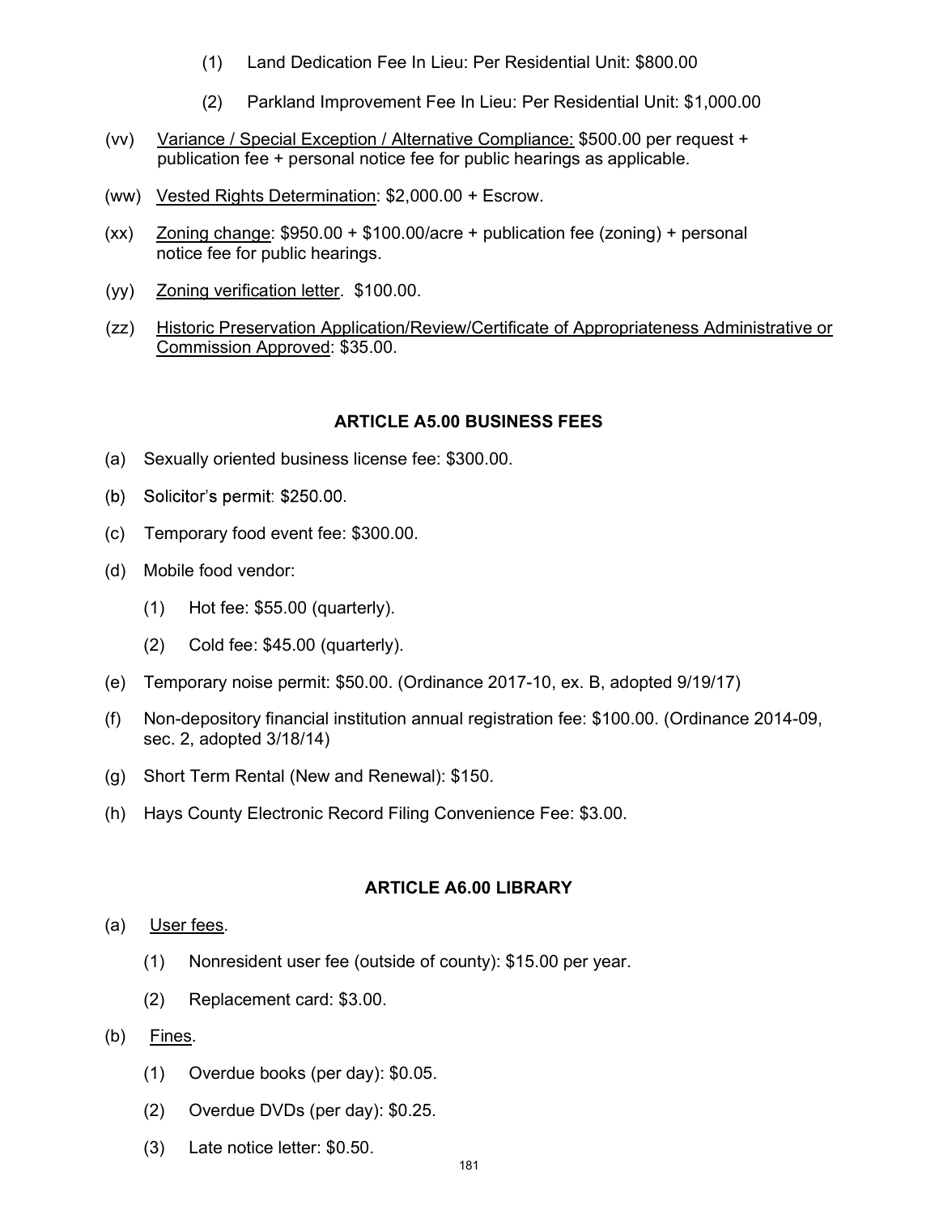(1) Land Dedication Fee In Lieu: Per Residential Unit: $800.00

(2) Parkland Improvement Fee In Lieu: Per Residential Unit: $1,000.00

(vv) Variance / Special Exception / Alternative Compliance: $500.00 per request + publication fee + personal notice fee for public hearings as applicable.

(ww) Vested Rights Determination: $2,000.00 + Escrow.

(xx) Zoning change: $950.00 + $100.00/acre + publication fee (zoning) + personal notice fee for public hearings.

(yy) Zoning verification letter. $100.00.

(zz) Historic Preservation Application/Review/Certificate of Appropriateness Administrative or Commission Approved: $35.00.

## ARTICLE A5.00 BUSINESS FEES

(a) Sexually oriented business license fee: $300.00.

(b) Solicitor's permit: $250.00.

(c) Temporary food event fee: $300.00.

(d) Mobile food vendor:

(1) Hot fee: $55.00 (quarterly).

(2) Cold fee: $45.00 (quarterly).

(e) Temporary noise permit: $50.00. (Ordinance 2017-10, ex. B, adopted 9/19/17)

(f) Non-depository financial institution annual registration fee: $100.00. (Ordinance 2014-09, sec. 2, adopted 3/18/14)

(g) Short Term Rental (New and Renewal): $150.

(h) Hays County Electronic Record Filing Convenience Fee: $3.00.

## ARTICLE A6.00 LIBRARY

(a) User fees.

(1) Nonresident user fee (outside of county): $15.00 per year.

(2) Replacement card: $3.00.

(b) Fines.

(1) Overdue books (per day): $0.05.

(2) Overdue DVDs (per day): $0.25.

(3) Late notice letter: $0.50.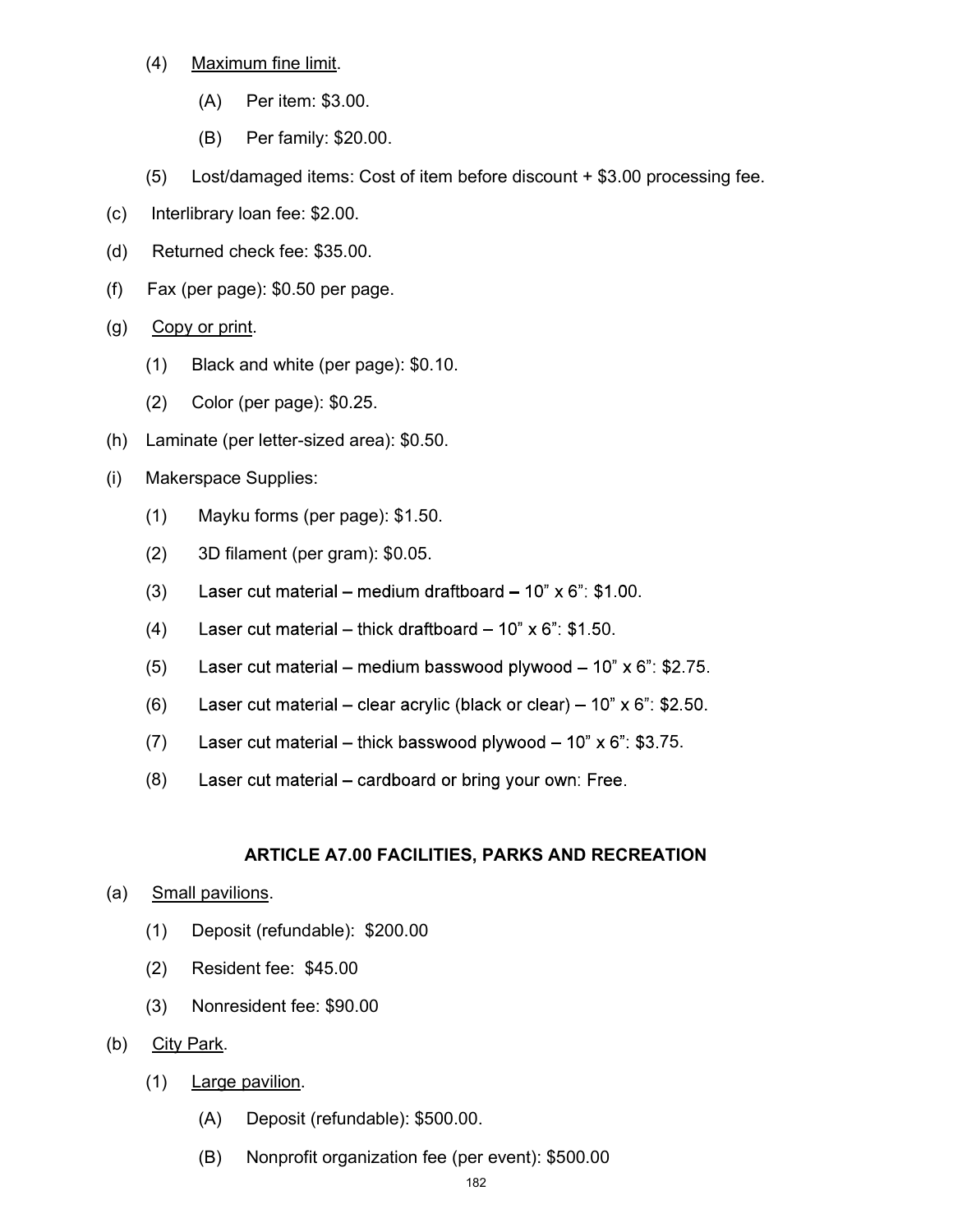(4) Maximum fine limit.

(A) Per item: $3.00.

(B) Per family: $20.00.

(5) Lost/damaged items: Cost of item before discount + $3.00 processing fee.

(c) Interlibrary loan fee: $2.00.

(d) Returned check fee: $35.00.

(f) Fax (per page): $0.50 per page.

(g) Copy or print.

(1) Black and white (per page): $0.10.

(2) Color (per page): $0.25.

(h) Laminate (per letter-sized area): $0.50.

(i) Makerspace Supplies:

(1) Mayku forms (per page): $1.50.

(2) 3D filament (per gram): $0.05.

(3) Laser cut material – medium draftboard – 10" x 6": $1.00.

(4) Laser cut material – thick draftboard – 10" x 6": $1.50.

(5) Laser cut material – medium basswood plywood – 10" x 6": $2.75.

(6) Laser cut material – clear acrylic (black or clear) – 10" x 6": $2.50.

(7) Laser cut material – thick basswood plywood – 10" x 6": $3.75.

(8) Laser cut material – cardboard or bring your own: Free.

## ARTICLE A7.00 FACILITIES, PARKS AND RECREATION

(a) Small pavilions.

(1) Deposit (refundable): $200.00

(2) Resident fee: $45.00

(3) Nonresident fee: $90.00

(b) City Park.

(1) Large pavilion.

(A) Deposit (refundable): $500.00.

(B) Nonprofit organization fee (per event): $500.00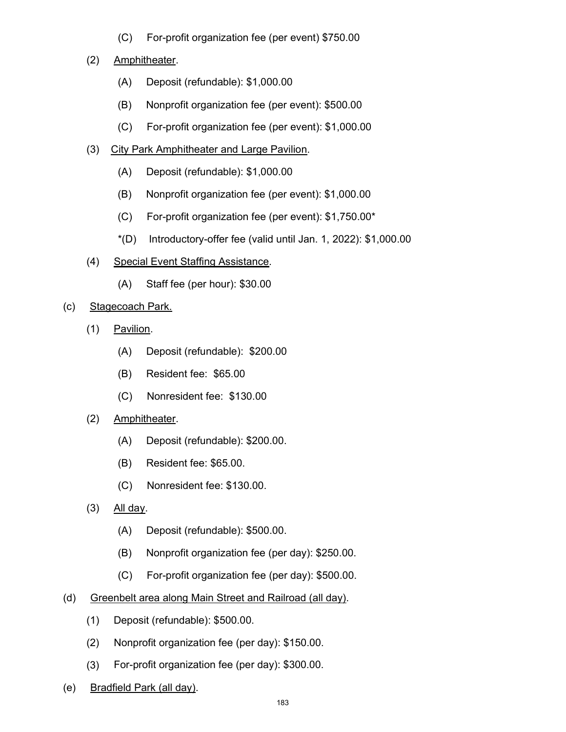(C) For-profit organization fee (per event) $750.00

(2) Amphitheater.

(A) Deposit (refundable): $1,000.00

(B) Nonprofit organization fee (per event): $500.00

(C) For-profit organization fee (per event): $1,000.00

(3) City Park Amphitheater and Large Pavilion.

(A) Deposit (refundable): $1,000.00

(B) Nonprofit organization fee (per event): $1,000.00

(C) For-profit organization fee (per event): $1,750.00*

*(D) Introductory-offer fee (valid until Jan. 1, 2022): $1,000.00

(4) Special Event Staffing Assistance.

(A) Staff fee (per hour): $30.00

(c) Stagecoach Park.

(1) Pavilion.

(A) Deposit (refundable): $200.00

(B) Resident fee: $65.00

(C) Nonresident fee: $130.00

(2) Amphitheater.

(A) Deposit (refundable): $200.00.

(B) Resident fee: $65.00.

(C) Nonresident fee: $130.00.

(3) All day.

(A) Deposit (refundable): $500.00.

(B) Nonprofit organization fee (per day): $250.00.

(C) For-profit organization fee (per day): $500.00.

(d) Greenbelt area along Main Street and Railroad (all day).

(1) Deposit (refundable): $500.00.

(2) Nonprofit organization fee (per day): $150.00.

(3) For-profit organization fee (per day): $300.00.

(e) Bradfield Park (all day).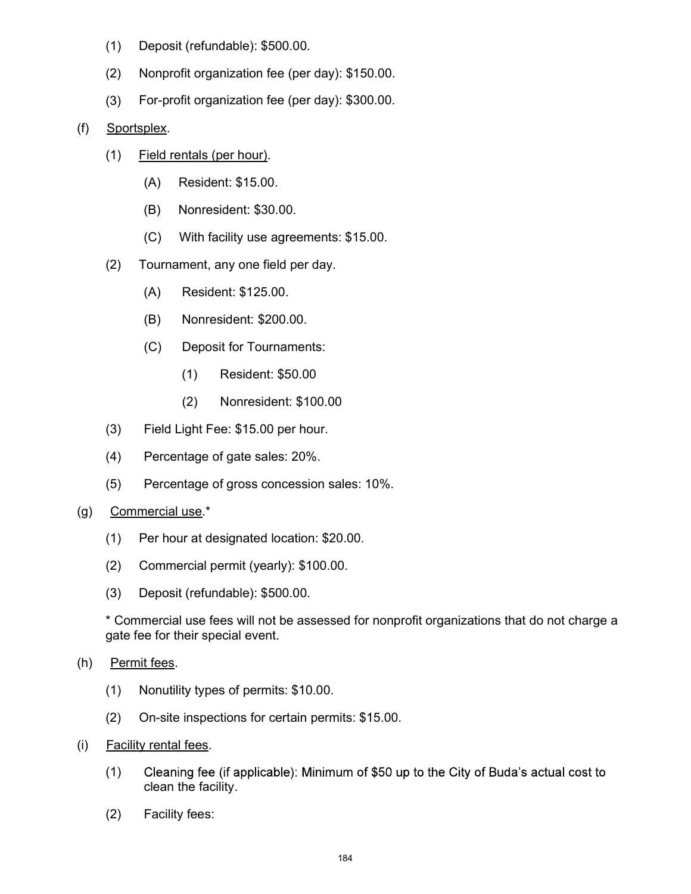(1) Deposit (refundable): $500.00.

(2) Nonprofit organization fee (per day): $150.00.

(3) For-profit organization fee (per day): $300.00.

(f) <u>Sportsplex</u>.

(1) <u>Field rentals (per hour)</u>.

(A) Resident: $15.00.

(B) Nonresident: $30.00.

(C) With facility use agreements: $15.00.

(2) Tournament, any one field per day.

(A) Resident: $125.00.

(B) Nonresident: $200.00.

(C) Deposit for Tournaments:

(1) Resident: $50.00

(2) Nonresident: $100.00

(3) Field Light Fee: $15.00 per hour.

(4) Percentage of gate sales: 20%.

(5) Percentage of gross concession sales: 10%.

(g) <u>Commercial use</u>.*

(1) Per hour at designated location: $20.00.

(2) Commercial permit (yearly): $100.00.

(3) Deposit (refundable): $500.00.

* Commercial use fees will not be assessed for nonprofit organizations that do not charge a gate fee for their special event.

(h) <u>Permit fees</u>.

(1) Nonutility types of permits: $10.00.

(2) On-site inspections for certain permits: $15.00.

(i) <u>Facility rental fees</u>.

(1) Cleaning fee (if applicable): Minimum of $50 up to the City of Buda's actual cost to clean the facility.

(2) Facility fees: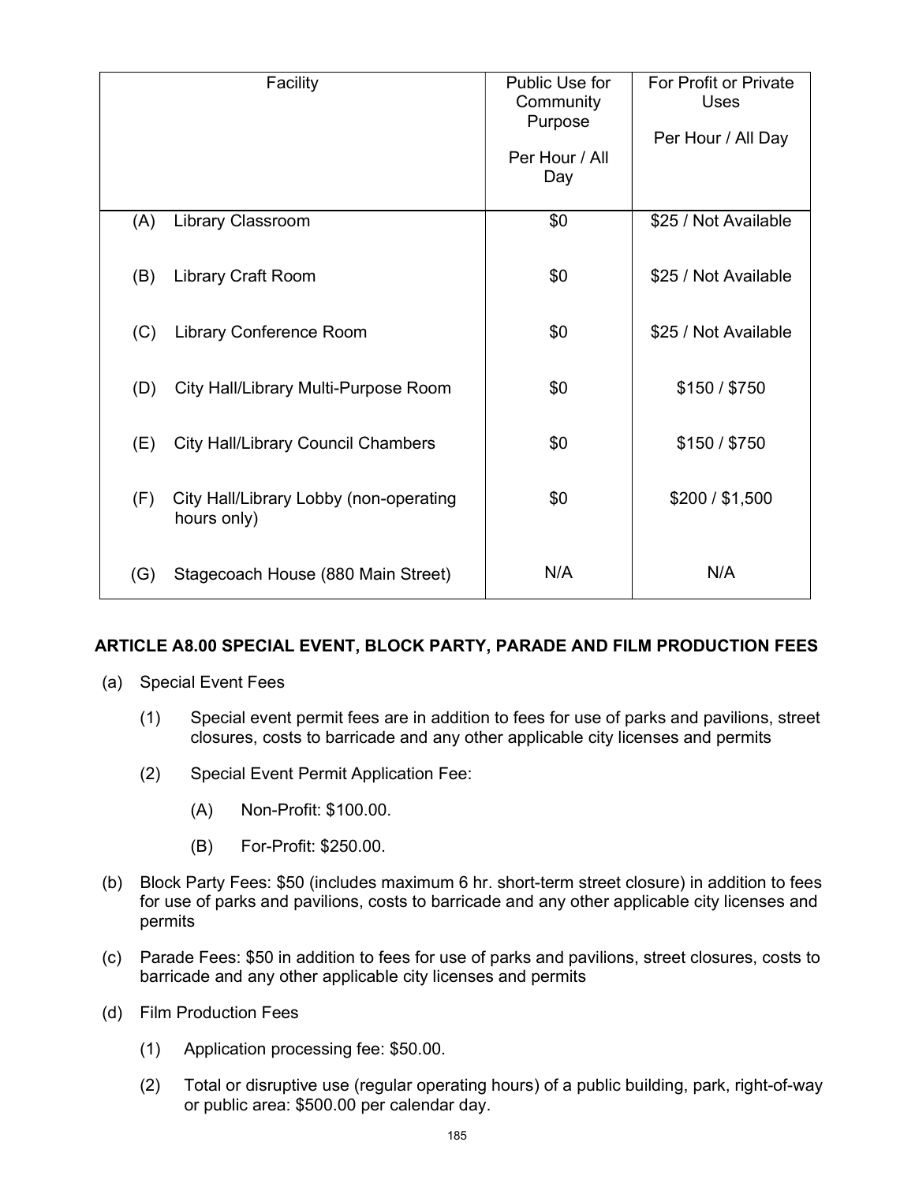| Facility | Public Use for Community Purpose<br><br>Per Hour / All Day | For Profit or Private Uses<br><br>Per Hour / All Day |
|---|---|---|
| (A) Library Classroom | $0 | $25 / Not Available |
| (B) Library Craft Room | $0 | $25 / Not Available |
| (C) Library Conference Room | $0 | $25 / Not Available |
| (D) City Hall/Library Multi-Purpose Room | $0 | $150 / $750 |
| (E) City Hall/Library Council Chambers | $0 | $150 / $750 |
| (F) City Hall/Library Lobby (non-operating hours only) | $0 | $200 / $1,500 |
| (G) Stagecoach House (880 Main Street) | N/A | N/A |

### ARTICLE A8.00 SPECIAL EVENT, BLOCK PARTY, PARADE AND FILM PRODUCTION FEES

(a) Special Event Fees

(1) Special event permit fees are in addition to fees for use of parks and pavilions, street closures, costs to barricade and any other applicable city licenses and permits

(2) Special Event Permit Application Fee:

(A) Non-Profit: $100.00.

(B) For-Profit: $250.00.

(b) Block Party Fees: $50 (includes maximum 6 hr. short-term street closure) in addition to fees for use of parks and pavilions, costs to barricade and any other applicable city licenses and permits

(c) Parade Fees: $50 in addition to fees for use of parks and pavilions, street closures, costs to barricade and any other applicable city licenses and permits

(d) Film Production Fees

(1) Application processing fee: $50.00.

(2) Total or disruptive use (regular operating hours) of a public building, park, right-of-way or public area: $500.00 per calendar day.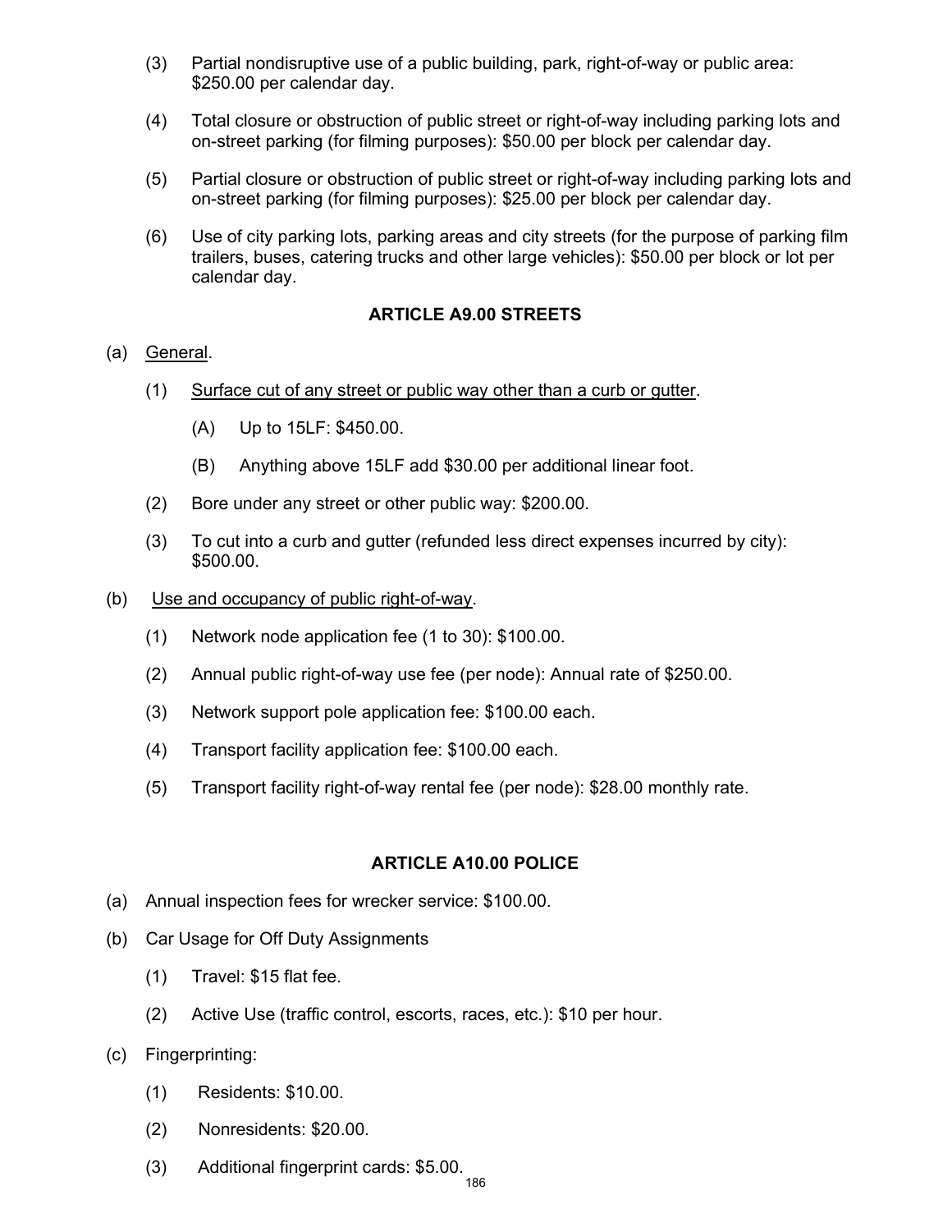(3) Partial nondisruptive use of a public building, park, right-of-way or public area: $250.00 per calendar day.

(4) Total closure or obstruction of public street or right-of-way including parking lots and on-street parking (for filming purposes): $50.00 per block per calendar day.

(5) Partial closure or obstruction of public street or right-of-way including parking lots and on-street parking (for filming purposes): $25.00 per block per calendar day.

(6) Use of city parking lots, parking areas and city streets (for the purpose of parking film trailers, buses, catering trucks and other large vehicles): $50.00 per block or lot per calendar day.

## ARTICLE A9.00 STREETS

(a) General.

(1) Surface cut of any street or public way other than a curb or gutter.

(A) Up to 15LF: $450.00.

(B) Anything above 15LF add $30.00 per additional linear foot.

(2) Bore under any street or other public way: $200.00.

(3) To cut into a curb and gutter (refunded less direct expenses incurred by city): $500.00.

(b) Use and occupancy of public right-of-way.

(1) Network node application fee (1 to 30): $100.00.

(2) Annual public right-of-way use fee (per node): Annual rate of $250.00.

(3) Network support pole application fee: $100.00 each.

(4) Transport facility application fee: $100.00 each.

(5) Transport facility right-of-way rental fee (per node): $28.00 monthly rate.

## ARTICLE A10.00 POLICE

(a) Annual inspection fees for wrecker service: $100.00.

(b) Car Usage for Off Duty Assignments

(1) Travel: $15 flat fee.

(2) Active Use (traffic control, escorts, races, etc.): $10 per hour.

(c) Fingerprinting:

(1) Residents: $10.00.

(2) Nonresidents: $20.00.

(3) Additional fingerprint cards: $5.00.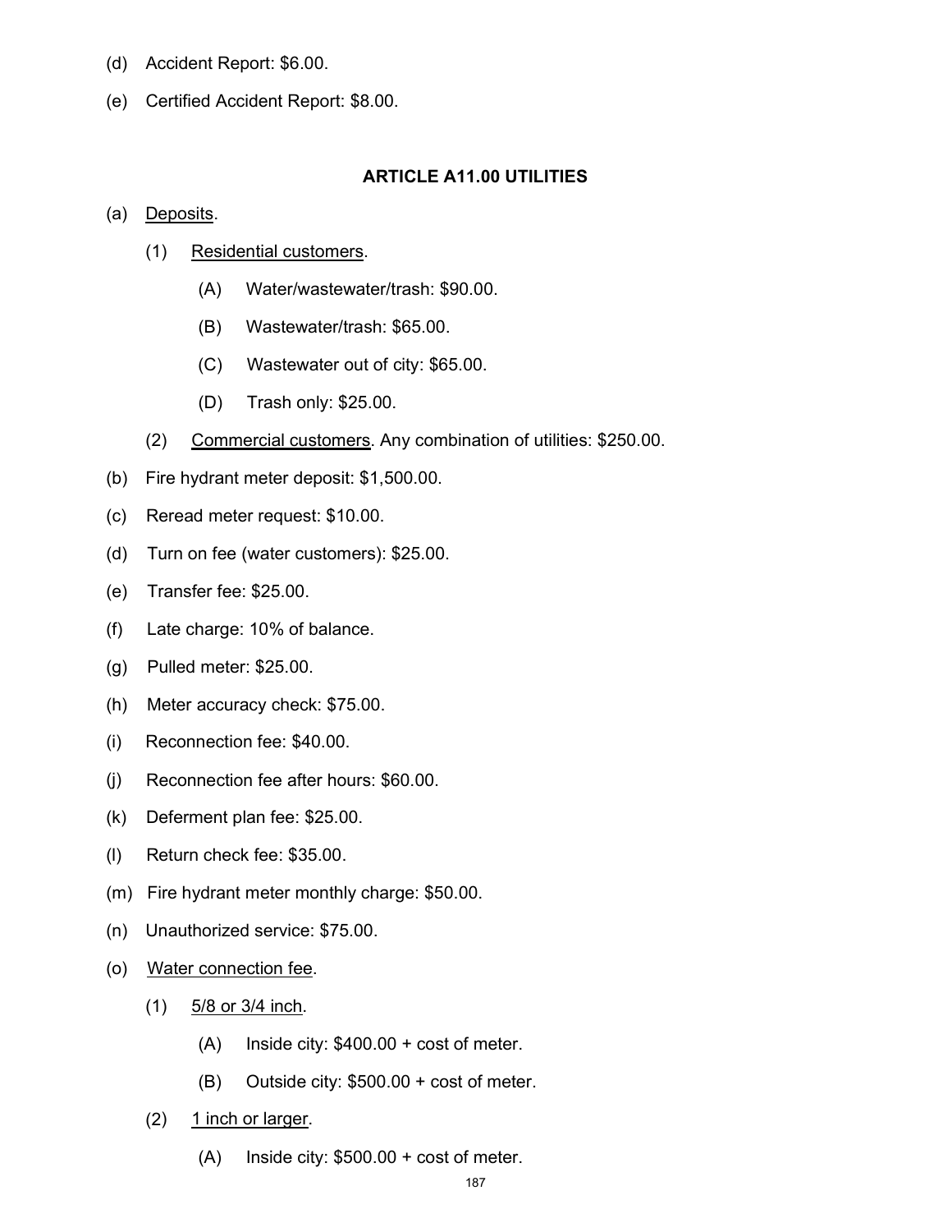(d) Accident Report: $6.00.

(e) Certified Accident Report: $8.00.

## ARTICLE A11.00 UTILITIES

(a) Deposits.

  (1) Residential customers.

    (A) Water/wastewater/trash: $90.00.

    (B) Wastewater/trash: $65.00.

    (C) Wastewater out of city: $65.00.

    (D) Trash only: $25.00.

  (2) Commercial customers. Any combination of utilities: $250.00.

(b) Fire hydrant meter deposit: $1,500.00.

(c) Reread meter request: $10.00.

(d) Turn on fee (water customers): $25.00.

(e) Transfer fee: $25.00.

(f) Late charge: 10% of balance.

(g) Pulled meter: $25.00.

(h) Meter accuracy check: $75.00.

(i) Reconnection fee: $40.00.

(j) Reconnection fee after hours: $60.00.

(k) Deferment plan fee: $25.00.

(l) Return check fee: $35.00.

(m) Fire hydrant meter monthly charge: $50.00.

(n) Unauthorized service: $75.00.

(o) Water connection fee.

  (1) 5/8 or 3/4 inch.

    (A) Inside city: $400.00 + cost of meter.

    (B) Outside city: $500.00 + cost of meter.

  (2) 1 inch or larger.

    (A) Inside city: $500.00 + cost of meter.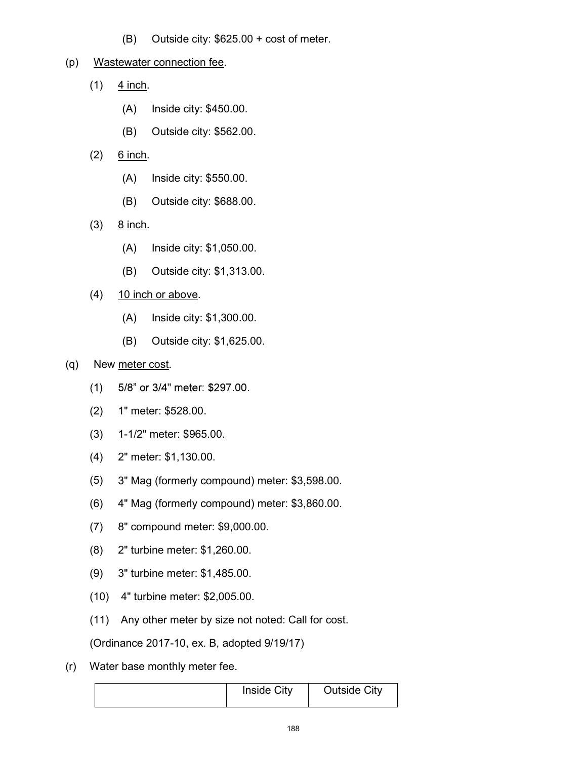(B) Outside city: $625.00 + cost of meter.

(p) Wastewater connection fee.

(1) 4 inch.

(A) Inside city: $450.00.

(B) Outside city: $562.00.

(2) 6 inch.

(A) Inside city: $550.00.

(B) Outside city: $688.00.

(3) 8 inch.

(A) Inside city: $1,050.00.

(B) Outside city: $1,313.00.

(4) 10 inch or above.

(A) Inside city: $1,300.00.

(B) Outside city: $1,625.00.

(q) New meter cost.

(1) 5/8” or 3/4" meter: $297.00.

(2) 1" meter: $528.00.

(3) 1-1/2" meter: $965.00.

(4) 2" meter: $1,130.00.

(5) 3" Mag (formerly compound) meter: $3,598.00.

(6) 4" Mag (formerly compound) meter: $3,860.00.

(7) 8" compound meter: $9,000.00.

(8) 2" turbine meter: $1,260.00.

(9) 3" turbine meter: $1,485.00.

(10) 4" turbine meter: $2,005.00.

(11) Any other meter by size not noted: Call for cost.

(Ordinance 2017-10, ex. B, adopted 9/19/17)

(r) Water base monthly meter fee.

| | Inside City | Outside City |
|---|---|---|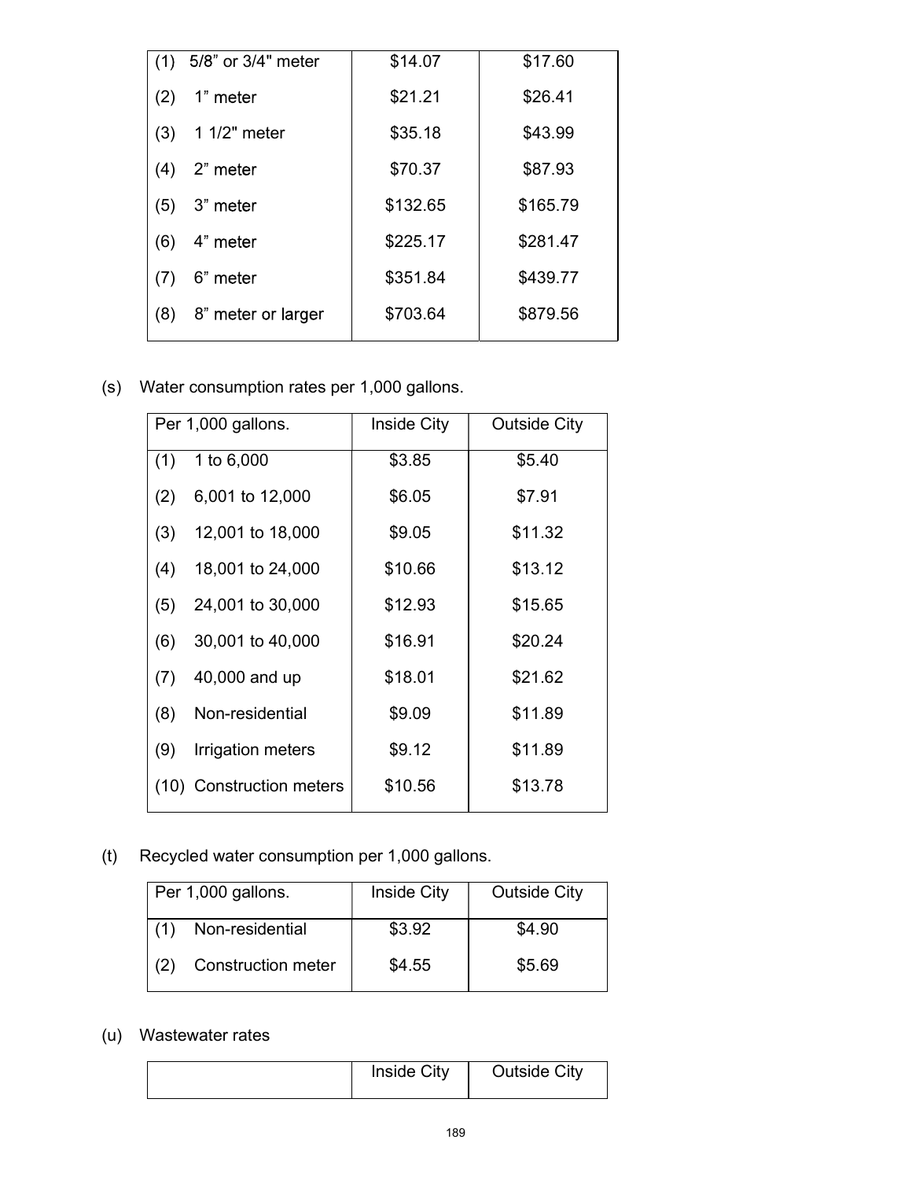| | | |
|---|---|---|
| (1) 5/8" or 3/4" meter | $14.07 | $17.60 |
| (2) 1" meter | $21.21 | $26.41 |
| (3) 1 1/2" meter | $35.18 | $43.99 |
| (4) 2" meter | $70.37 | $87.93 |
| (5) 3" meter | $132.65 | $165.79 |
| (6) 4" meter | $225.17 | $281.47 |
| (7) 6" meter | $351.84 | $439.77 |
| (8) 8" meter or larger | $703.64 | $879.56 |

(s) Water consumption rates per 1,000 gallons.

| Per 1,000 gallons. | Inside City | Outside City |
|---|---|---|
| (1) 1 to 6,000 | $3.85 | $5.40 |
| (2) 6,001 to 12,000 | $6.05 | $7.91 |
| (3) 12,001 to 18,000 | $9.05 | $11.32 |
| (4) 18,001 to 24,000 | $10.66 | $13.12 |
| (5) 24,001 to 30,000 | $12.93 | $15.65 |
| (6) 30,001 to 40,000 | $16.91 | $20.24 |
| (7) 40,000 and up | $18.01 | $21.62 |
| (8) Non-residential | $9.09 | $11.89 |
| (9) Irrigation meters | $9.12 | $11.89 |
| (10) Construction meters | $10.56 | $13.78 |

(t) Recycled water consumption per 1,000 gallons.

| Per 1,000 gallons. | Inside City | Outside City |
|---|---|---|
| (1) Non-residential | $3.92 | $4.90 |
| (2) Construction meter | $4.55 | $5.69 |

(u) Wastewater rates

| | Inside City | Outside City |
|---|---|---|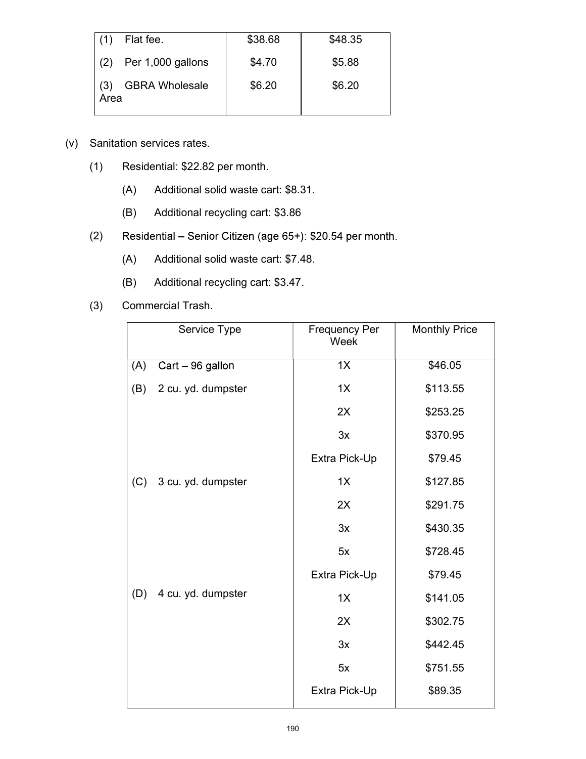| (1) Flat fee. | $38.68 | $48.35 |
| --- | --- | --- |
| (2) Per 1,000 gallons | $4.70 | $5.88 |
| (3) GBRA Wholesale Area | $6.20 | $6.20 |

(v) Sanitation services rates.

(1) Residential: $22.82 per month.

(A) Additional solid waste cart: $8.31.

(B) Additional recycling cart: $3.86

(2) Residential – Senior Citizen (age 65+): $20.54 per month.

(A) Additional solid waste cart: $7.48.

(B) Additional recycling cart: $3.47.

(3) Commercial Trash.

| Service Type | Frequency Per Week | Monthly Price |
| --- | --- | --- |
| (A) Cart – 96 gallon | 1X | $46.05 |
| (B) 2 cu. yd. dumpster | 1X | $113.55 |
| | 2X | $253.25 |
| | 3x | $370.95 |
| | Extra Pick-Up | $79.45 |
| (C) 3 cu. yd. dumpster | 1X | $127.85 |
| | 2X | $291.75 |
| | 3x | $430.35 |
| | 5x | $728.45 |
| | Extra Pick-Up | $79.45 |
| (D) 4 cu. yd. dumpster | 1X | $141.05 |
| | 2X | $302.75 |
| | 3x | $442.45 |
| | 5x | $751.55 |
| | Extra Pick-Up | $89.35 |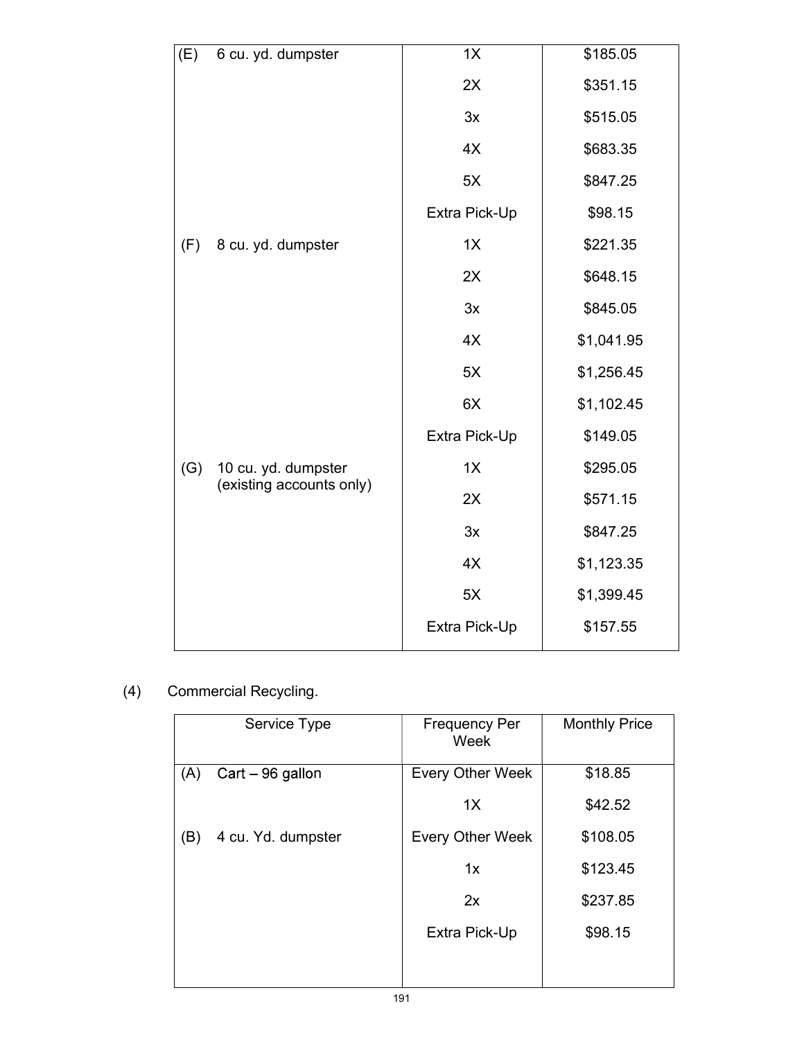| (E) 6 cu. yd. dumpster | 1X | $185.05 |
|---|---|---|
| | 2X | $351.15 |
| | 3x | $515.05 |
| | 4X | $683.35 |
| | 5X | $847.25 |
| | Extra Pick-Up | $98.15 |
| (F) 8 cu. yd. dumpster | 1X | $221.35 |
| | 2X | $648.15 |
| | 3x | $845.05 |
| | 4X | $1,041.95 |
| | 5X | $1,256.45 |
| | 6X | $1,102.45 |
| | Extra Pick-Up | $149.05 |
| (G) 10 cu. yd. dumpster (existing accounts only) | 1X | $295.05 |
| | 2X | $571.15 |
| | 3x | $847.25 |
| | 4X | $1,123.35 |
| | 5X | $1,399.45 |
| | Extra Pick-Up | $157.55 |

(4) Commercial Recycling.

| Service Type | Frequency Per Week | Monthly Price |
|---|---|---|
| (A) Cart – 96 gallon | Every Other Week | $18.85 |
| | 1X | $42.52 |
| (B) 4 cu. Yd. dumpster | Every Other Week | $108.05 |
| | 1x | $123.45 |
| | 2x | $237.85 |
| | Extra Pick-Up | $98.15 |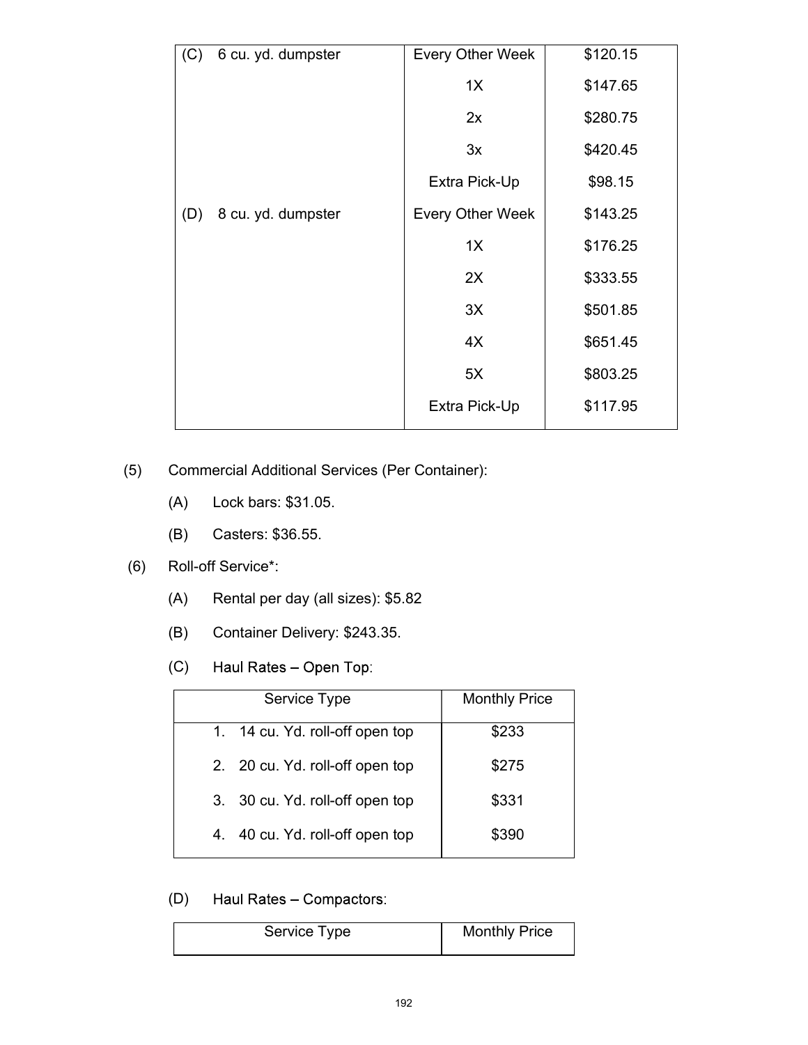| | | |
|---|---|---|
| (C) 6 cu. yd. dumpster | Every Other Week | $120.15 |
| | 1X | $147.65 |
| | 2x | $280.75 |
| | 3x | $420.45 |
| | Extra Pick-Up | $98.15 |
| (D) 8 cu. yd. dumpster | Every Other Week | $143.25 |
| | 1X | $176.25 |
| | 2X | $333.55 |
| | 3X | $501.85 |
| | 4X | $651.45 |
| | 5X | $803.25 |
| | Extra Pick-Up | $117.95 |

(5) Commercial Additional Services (Per Container):

(A) Lock bars: $31.05.

(B) Casters: $36.55.

(6) Roll-off Service*:

(A) Rental per day (all sizes): $5.82

(B) Container Delivery: $243.35.

(C) Haul Rates – Open Top:

| Service Type | Monthly Price |
|---|---|
| 1. 14 cu. Yd. roll-off open top | $233 |
| 2. 20 cu. Yd. roll-off open top | $275 |
| 3. 30 cu. Yd. roll-off open top | $331 |
| 4. 40 cu. Yd. roll-off open top | $390 |

(D) Haul Rates – Compactors:

| Service Type | Monthly Price |
|---|---|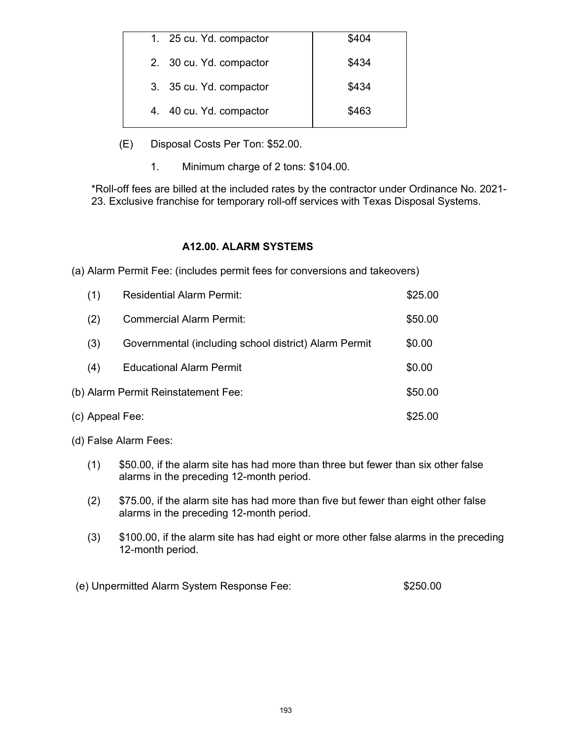| | |
|---|---|
| 1. 25 cu. Yd. compactor | $404 |
| 2. 30 cu. Yd. compactor | $434 |
| 3. 35 cu. Yd. compactor | $434 |
| 4. 40 cu. Yd. compactor | $463 |

(E) Disposal Costs Per Ton: $52.00.

1. Minimum charge of 2 tons: $104.00.

*Roll-off fees are billed at the included rates by the contractor under Ordinance No. 2021-23. Exclusive franchise for temporary roll-off services with Texas Disposal Systems.

### A12.00. ALARM SYSTEMS

(a) Alarm Permit Fee: (includes permit fees for conversions and takeovers)

| | | |
|---|---|---|
| (1) | Residential Alarm Permit: | $25.00 |
| (2) | Commercial Alarm Permit: | $50.00 |
| (3) | Governmental (including school district) Alarm Permit | $0.00 |
| (4) | Educational Alarm Permit | $0.00 |

(b) Alarm Permit Reinstatement Fee: $50.00

(c) Appeal Fee: $25.00

(d) False Alarm Fees:

(1) $50.00, if the alarm site has had more than three but fewer than six other false alarms in the preceding 12-month period.

(2) $75.00, if the alarm site has had more than five but fewer than eight other false alarms in the preceding 12-month period.

(3) $100.00, if the alarm site has had eight or more other false alarms in the preceding 12-month period.

(e) Unpermitted Alarm System Response Fee: $250.00